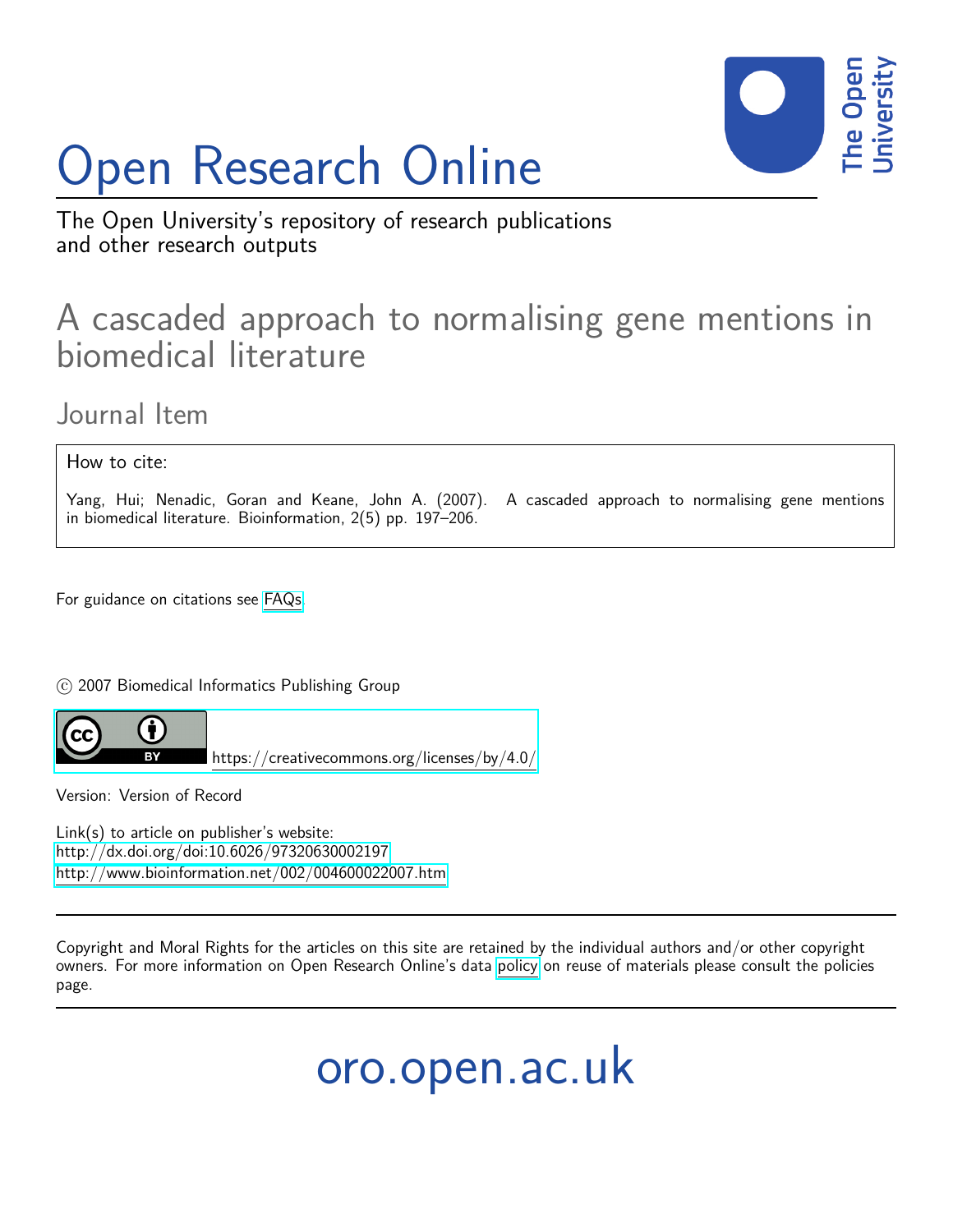# Open Research Online

The Open University's repository of research publications and other research outputs

## A cascaded approach to normalising gene mentions in biomedical literature

### Journal Item

How to cite:

Yang, Hui; Nenadic, Goran and Keane, John A. (2007). A cascaded approach to normalising gene mentions in biomedical literature. Bioinformation, 2(5) pp. 197–206.

For guidance on citations see FAQs.

© 2007 Biomedical Informatics Publishing Group

https://creativecommons.org/licenses/by/4.0/

Version: Version of Record

Link(s) to article on publisher's website:
http://dx.doi.org/doi:10.6026/97320630002197
http://www.bioinformation.net/002/004600022007.htm

Copyright and Moral Rights for the articles on this site are retained by the individual authors and/or other copyright owners. For more information on Open Research Online's data policy on reuse of materials please consult the policies page.

oro.open.ac.uk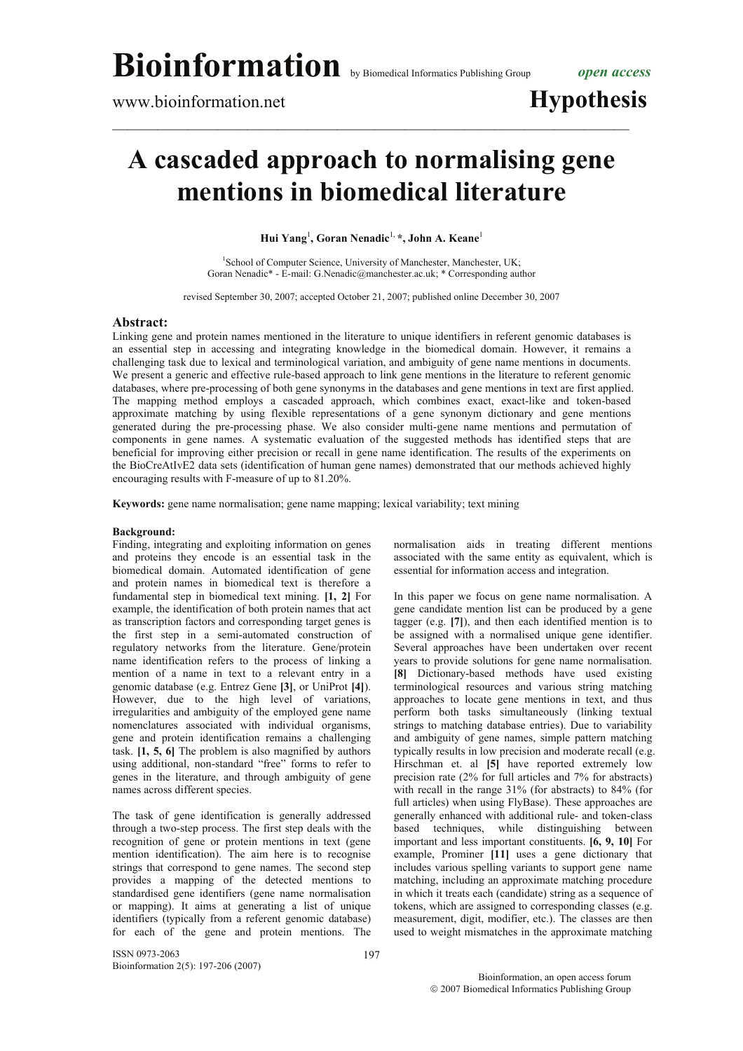Bioinformation by Biomedical Informatics Publishing Group *open access*

www.bioinformation.net **Hypothesis**

# A cascaded approach to normalising gene mentions in biomedical literature

**Hui Yang**[1], **Goran Nenadic**[1,*], **John A. Keane**[1]

[1]School of Computer Science, University of Manchester, Manchester, UK;
Goran Nenadic* - E-mail: G.Nenadic@manchester.ac.uk; * Corresponding author

revised September 30, 2007; accepted October 21, 2007; published online December 30, 2007

## Abstract:

Linking gene and protein names mentioned in the literature to unique identifiers in referent genomic databases is an essential step in accessing and integrating knowledge in the biomedical domain. However, it remains a challenging task due to lexical and terminological variation, and ambiguity of gene name mentions in documents. We present a generic and effective rule-based approach to link gene mentions in the literature to referent genomic databases, where pre-processing of both gene synonyms in the databases and gene mentions in text are first applied. The mapping method employs a cascaded approach, which combines exact, exact-like and token-based approximate matching by using flexible representations of a gene synonym dictionary and gene mentions generated during the pre-processing phase. We also consider multi-gene name mentions and permutation of components in gene names. A systematic evaluation of the suggested methods has identified steps that are beneficial for improving either precision or recall in gene name identification. The results of the experiments on the BioCreAtIvE2 data sets (identification of human gene names) demonstrated that our methods achieved highly encouraging results with F-measure of up to 81.20%.

**Keywords:** gene name normalisation; gene name mapping; lexical variability; text mining

### Background:

Finding, integrating and exploiting information on genes and proteins they encode is an essential task in the biomedical domain. Automated identification of gene and protein names in biomedical text is therefore a fundamental step in biomedical text mining. **[1, 2]** For example, the identification of both protein names that act as transcription factors and corresponding target genes is the first step in a semi-automated construction of regulatory networks from the literature. Gene/protein name identification refers to the process of linking a mention of a name in text to a relevant entry in a genomic database (e.g. Entrez Gene **[3]**, or UniProt **[4]**). However, due to the high level of variations, irregularities and ambiguity of the employed gene name nomenclatures associated with individual organisms, gene and protein identification remains a challenging task. **[1, 5, 6]** The problem is also magnified by authors using additional, non-standard "free" forms to refer to genes in the literature, and through ambiguity of gene names across different species.

The task of gene identification is generally addressed through a two-step process. The first step deals with the recognition of gene or protein mentions in text (gene mention identification). The aim here is to recognise strings that correspond to gene names. The second step provides a mapping of the detected mentions to standardised gene identifiers (gene name normalisation or mapping). It aims at generating a list of unique identifiers (typically from a referent genomic database) for each of the gene and protein mentions. The normalisation aids in treating different mentions associated with the same entity as equivalent, which is essential for information access and integration.

In this paper we focus on gene name normalisation. A gene candidate mention list can be produced by a gene tagger (e.g. **[7]**), and then each identified mention is to be assigned with a normalised unique gene identifier. Several approaches have been undertaken over recent years to provide solutions for gene name normalisation. **[8]** Dictionary-based methods have used existing terminological resources and various string matching approaches to locate gene mentions in text, and thus perform both tasks simultaneously (linking textual strings to matching database entries). Due to variability and ambiguity of gene names, simple pattern matching typically results in low precision and moderate recall (e.g. Hirschman et. al **[5]** have reported extremely low precision rate (2% for full articles and 7% for abstracts) with recall in the range 31% (for abstracts) to 84% (for full articles) when using FlyBase). These approaches are generally enhanced with additional rule- and token-class based techniques, while distinguishing between important and less important constituents. **[6, 9, 10]** For example, Prominer **[11]** uses a gene dictionary that includes various spelling variants to support gene name matching, including an approximate matching procedure in which it treats each (candidate) string as a sequence of tokens, which are assigned to corresponding classes (e.g. measurement, digit, modifier, etc.). The classes are then used to weight mismatches in the approximate matching

ISSN 0973-2063
Bioinformation 2(5): 197-206 (2007)

Bioinformation, an open access forum
© 2007 Biomedical Informatics Publishing Group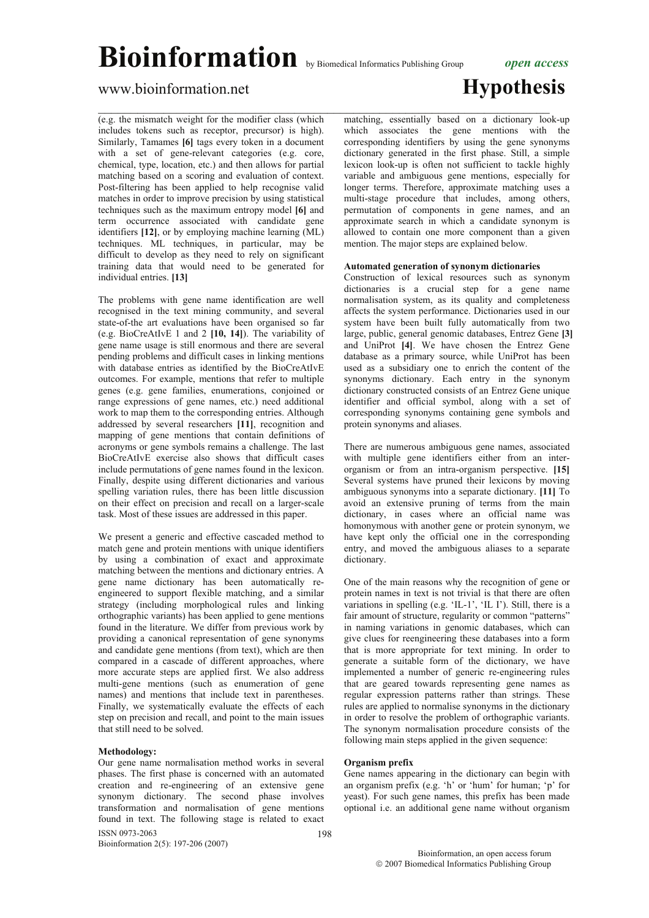(e.g. the mismatch weight for the modifier class (which includes tokens such as receptor, precursor) is high). Similarly, Tamames **[6]** tags every token in a document with a set of gene-relevant categories (e.g. core, chemical, type, location, etc.) and then allows for partial matching based on a scoring and evaluation of context. Post-filtering has been applied to help recognise valid matches in order to improve precision by using statistical techniques such as the maximum entropy model **[6]** and term occurrence associated with candidate gene identifiers **[12]**, or by employing machine learning (ML) techniques. ML techniques, in particular, may be difficult to develop as they need to rely on significant training data that would need to be generated for individual entries. **[13]**

The problems with gene name identification are well recognised in the text mining community, and several state-of-the art evaluations have been organised so far (e.g. BioCreAtIvE 1 and 2 **[10, 14]**). The variability of gene name usage is still enormous and there are several pending problems and difficult cases in linking mentions with database entries as identified by the BioCreAtIvE outcomes. For example, mentions that refer to multiple genes (e.g. gene families, enumerations, conjoined or range expressions of gene names, etc.) need additional work to map them to the corresponding entries. Although addressed by several researchers **[11]**, recognition and mapping of gene mentions that contain definitions of acronyms or gene symbols remains a challenge. The last BioCreAtIvE exercise also shows that difficult cases include permutations of gene names found in the lexicon. Finally, despite using different dictionaries and various spelling variation rules, there has been little discussion on their effect on precision and recall on a larger-scale task. Most of these issues are addressed in this paper.

We present a generic and effective cascaded method to match gene and protein mentions with unique identifiers by using a combination of exact and approximate matching between the mentions and dictionary entries. A gene name dictionary has been automatically re-engineered to support flexible matching, and a similar strategy (including morphological rules and linking orthographic variants) has been applied to gene mentions found in the literature. We differ from previous work by providing a canonical representation of gene synonyms and candidate gene mentions (from text), which are then compared in a cascade of different approaches, where more accurate steps are applied first. We also address multi-gene mentions (such as enumeration of gene names) and mentions that include text in parentheses. Finally, we systematically evaluate the effects of each step on precision and recall, and point to the main issues that still need to be solved.

## Methodology:

Our gene name normalisation method works in several phases. The first phase is concerned with an automated creation and re-engineering of an extensive gene synonym dictionary. The second phase involves transformation and normalisation of gene mentions found in text. The following stage is related to exact matching, essentially based on a dictionary look-up which associates the gene mentions with the corresponding identifiers by using the gene synonyms dictionary generated in the first phase. Still, a simple lexicon look-up is often not sufficient to tackle highly variable and ambiguous gene mentions, especially for longer terms. Therefore, approximate matching uses a multi-stage procedure that includes, among others, permutation of components in gene names, and an approximate search in which a candidate synonym is allowed to contain one more component than a given mention. The major steps are explained below.

### Automated generation of synonym dictionaries

Construction of lexical resources such as synonym dictionaries is a crucial step for a gene name normalisation system, as its quality and completeness affects the system performance. Dictionaries used in our system have been built fully automatically from two large, public, general genomic databases, Entrez Gene **[3]** and UniProt **[4]**. We have chosen the Entrez Gene database as a primary source, while UniProt has been used as a subsidiary one to enrich the content of the synonyms dictionary. Each entry in the synonym dictionary constructed consists of an Entrez Gene unique identifier and official symbol, along with a set of corresponding synonyms containing gene symbols and protein synonyms and aliases.

There are numerous ambiguous gene names, associated with multiple gene identifiers either from an inter-organism or from an intra-organism perspective. **[15]** Several systems have pruned their lexicons by moving ambiguous synonyms into a separate dictionary. **[11]** To avoid an extensive pruning of terms from the main dictionary, in cases where an official name was homonymous with another gene or protein synonym, we have kept only the official one in the corresponding entry, and moved the ambiguous aliases to a separate dictionary.

One of the main reasons why the recognition of gene or protein names in text is not trivial is that there are often variations in spelling (e.g. 'IL-1', 'IL I'). Still, there is a fair amount of structure, regularity or common "patterns" in naming variations in genomic databases, which can give clues for reengineering these databases into a form that is more appropriate for text mining. In order to generate a suitable form of the dictionary, we have implemented a number of generic re-engineering rules that are geared towards representing gene names as regular expression patterns rather than strings. These rules are applied to normalise synonyms in the dictionary in order to resolve the problem of orthographic variants. The synonym normalisation procedure consists of the following main steps applied in the given sequence:

### Organism prefix

Gene names appearing in the dictionary can begin with an organism prefix (e.g. 'h' or 'hum' for human; 'p' for yeast). For such gene names, this prefix has been made optional i.e. an additional gene name without organism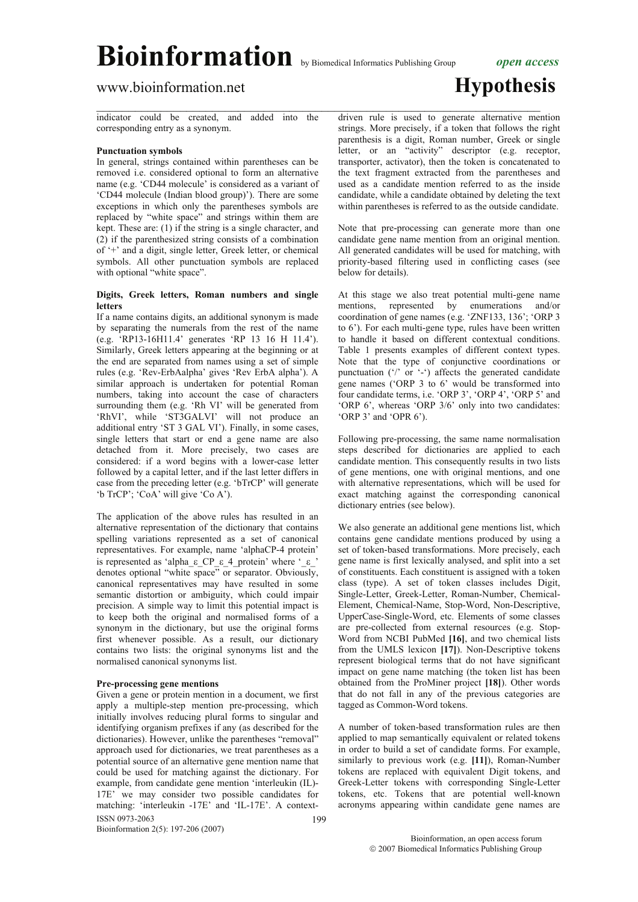indicator could be created, and added into the corresponding entry as a synonym.

**Punctuation symbols**

In general, strings contained within parentheses can be removed i.e. considered optional to form an alternative name (e.g. 'CD44 molecule' is considered as a variant of 'CD44 molecule (Indian blood group)'). There are some exceptions in which only the parentheses symbols are replaced by "white space" and strings within them are kept. These are: (1) if the string is a single character, and (2) if the parenthesized string consists of a combination of '+' and a digit, single letter, Greek letter, or chemical symbols. All other punctuation symbols are replaced with optional "white space".

**Digits, Greek letters, Roman numbers and single letters**

If a name contains digits, an additional synonym is made by separating the numerals from the rest of the name (e.g. 'RP13-16H11.4' generates 'RP 13 16 H 11.4'). Similarly, Greek letters appearing at the beginning or at the end are separated from names using a set of simple rules (e.g. 'Rev-ErbAalpha' gives 'Rev ErbA alpha'). A similar approach is undertaken for potential Roman numbers, taking into account the case of characters surrounding them (e.g. 'Rh VI' will be generated from 'RhVI', while 'ST3GALVI' will not produce an additional entry 'ST 3 GAL VI'). Finally, in some cases, single letters that start or end a gene name are also detached from it. More precisely, two cases are considered: if a word begins with a lower-case letter followed by a capital letter, and if the last letter differs in case from the preceding letter (e.g. 'bTrCP' will generate 'b TrCP'; 'CoA' will give 'Co A').

The application of the above rules has resulted in an alternative representation of the dictionary that contains spelling variations represented as a set of canonical representatives. For example, name 'alphaCP-4 protein' is represented as 'alpha_ε_CP_ε_4_protein' where '_ε_' denotes optional "white space" or separator. Obviously, canonical representatives may have resulted in some semantic distortion or ambiguity, which could impair precision. A simple way to limit this potential impact is to keep both the original and normalised forms of a synonym in the dictionary, but use the original forms first whenever possible. As a result, our dictionary contains two lists: the original synonyms list and the normalised canonical synonyms list.

**Pre-processing gene mentions**

Given a gene or protein mention in a document, we first apply a multiple-step mention pre-processing, which initially involves reducing plural forms to singular and identifying organism prefixes if any (as described for the dictionaries). However, unlike the parentheses "removal" approach used for dictionaries, we treat parentheses as a potential source of an alternative gene mention name that could be used for matching against the dictionary. For example, from candidate gene mention 'interleukin (IL)-17E' we may consider two possible candidates for matching: 'interleukin -17E' and 'IL-17E'. A context-driven rule is used to generate alternative mention strings. More precisely, if a token that follows the right parenthesis is a digit, Roman number, Greek or single letter, or an "activity" descriptor (e.g. receptor, transporter, activator), then the token is concatenated to the text fragment extracted from the parentheses and used as a candidate mention referred to as the inside candidate, while a candidate obtained by deleting the text within parentheses is referred to as the outside candidate.

Note that pre-processing can generate more than one candidate gene name mention from an original mention. All generated candidates will be used for matching, with priority-based filtering used in conflicting cases (see below for details).

At this stage we also treat potential multi-gene name mentions, represented by enumerations and/or coordination of gene names (e.g. 'ZNF133, 136'; 'ORP 3 to 6'). For each multi-gene type, rules have been written to handle it based on different contextual conditions. Table 1 presents examples of different context types. Note that the type of conjunctive coordinations or punctuation ('/' or '-') affects the generated candidate gene names ('ORP 3 to 6' would be transformed into four candidate terms, i.e. 'ORP 3', 'ORP 4', 'ORP 5' and 'ORP 6', whereas 'ORP 3/6' only into two candidates: 'ORP 3' and 'OPR 6').

Following pre-processing, the same name normalisation steps described for dictionaries are applied to each candidate mention. This consequently results in two lists of gene mentions, one with original mentions, and one with alternative representations, which will be used for exact matching against the corresponding canonical dictionary entries (see below).

We also generate an additional gene mentions list, which contains gene candidate mentions produced by using a set of token-based transformations. More precisely, each gene name is first lexically analysed, and split into a set of constituents. Each constituent is assigned with a token class (type). A set of token classes includes Digit, Single-Letter, Greek-Letter, Roman-Number, Chemical-Element, Chemical-Name, Stop-Word, Non-Descriptive, UpperCase-Single-Word, etc. Elements of some classes are pre-collected from external resources (e.g. Stop-Word from NCBI PubMed **[16]**, and two chemical lists from the UMLS lexicon **[17]**). Non-Descriptive tokens represent biological terms that do not have significant impact on gene name matching (the token list has been obtained from the ProMiner project **[18]**). Other words that do not fall in any of the previous categories are tagged as Common-Word tokens.

A number of token-based transformation rules are then applied to map semantically equivalent or related tokens in order to build a set of candidate forms. For example, similarly to previous work (e.g. **[11]**), Roman-Number tokens are replaced with equivalent Digit tokens, and Greek-Letter tokens with corresponding Single-Letter tokens, etc. Tokens that are potential well-known acronyms appearing within candidate gene names are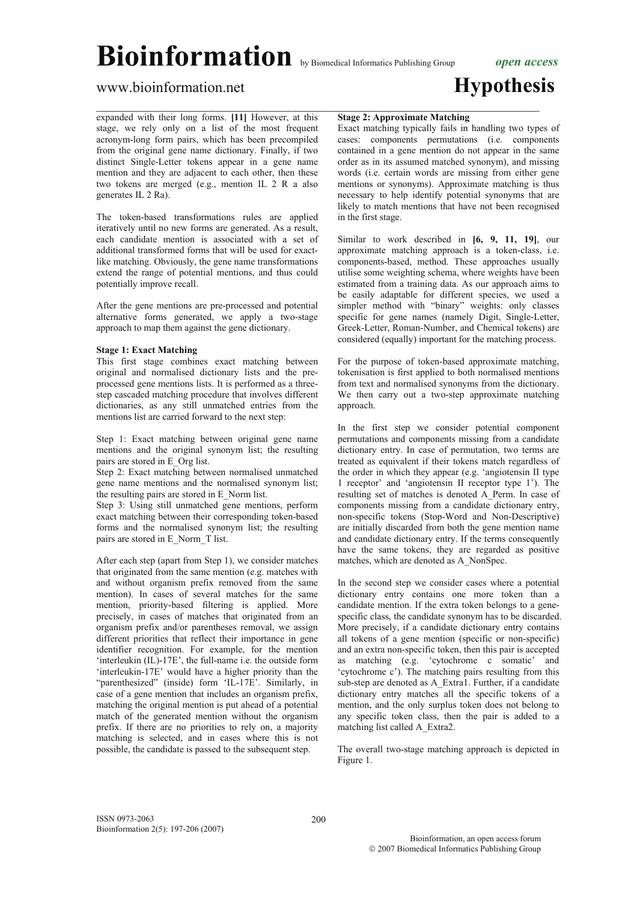expanded with their long forms. **[11]** However, at this stage, we rely only on a list of the most frequent acronym-long form pairs, which has been precompiled from the original gene name dictionary. Finally, if two distinct Single-Letter tokens appear in a gene name mention and they are adjacent to each other, then these two tokens are merged (e.g., mention IL 2 R a also generates IL 2 Ra).

The token-based transformations rules are applied iteratively until no new forms are generated. As a result, each candidate mention is associated with a set of additional transformed forms that will be used for exact-like matching. Obviously, the gene name transformations extend the range of potential mentions, and thus could potentially improve recall.

After the gene mentions are pre-processed and potential alternative forms generated, we apply a two-stage approach to map them against the gene dictionary.

#### Stage 1: Exact Matching

This first stage combines exact matching between original and normalised dictionary lists and the pre-processed gene mentions lists. It is performed as a three-step cascaded matching procedure that involves different dictionaries, as any still unmatched entries from the mentions list are carried forward to the next step:

Step 1: Exact matching between original gene name mentions and the original synonym list; the resulting pairs are stored in E_Org list.
Step 2: Exact matching between normalised unmatched gene name mentions and the normalised synonym list; the resulting pairs are stored in E_Norm list.
Step 3: Using still unmatched gene mentions, perform exact matching between their corresponding token-based forms and the normalised synonym list; the resulting pairs are stored in E_Norm_T list.

After each step (apart from Step 1), we consider matches that originated from the same mention (e.g. matches with and without organism prefix removed from the same mention). In cases of several matches for the same mention, priority-based filtering is applied. More precisely, in cases of matches that originated from an organism prefix and/or parentheses removal, we assign different priorities that reflect their importance in gene identifier recognition. For example, for the mention 'interleukin (IL)-17E', the full-name i.e. the outside form 'interleukin-17E' would have a higher priority than the "parenthesized" (inside) form 'IL-17E'. Similarly, in case of a gene mention that includes an organism prefix, matching the original mention is put ahead of a potential match of the generated mention without the organism prefix. If there are no priorities to rely on, a majority matching is selected, and in cases where this is not possible, the candidate is passed to the subsequent step.

#### Stage 2: Approximate Matching

Exact matching typically fails in handling two types of cases: components permutations (i.e. components contained in a gene mention do not appear in the same order as in its assumed matched synonym), and missing words (i.e. certain words are missing from either gene mentions or synonyms). Approximate matching is thus necessary to help identify potential synonyms that are likely to match mentions that have not been recognised in the first stage.

Similar to work described in **[6, 9, 11, 19]**, our approximate matching approach is a token-class, i.e. components-based, method. These approaches usually utilise some weighting schema, where weights have been estimated from a training data. As our approach aims to be easily adaptable for different species, we used a simpler method with "binary" weights: only classes specific for gene names (namely Digit, Single-Letter, Greek-Letter, Roman-Number, and Chemical tokens) are considered (equally) important for the matching process.

For the purpose of token-based approximate matching, tokenisation is first applied to both normalised mentions from text and normalised synonyms from the dictionary. We then carry out a two-step approximate matching approach.

In the first step we consider potential component permutations and components missing from a candidate dictionary entry. In case of permutation, two terms are treated as equivalent if their tokens match regardless of the order in which they appear (e.g. 'angiotensin II type 1 receptor' and 'angiotensin II receptor type 1'). The resulting set of matches is denoted A_Perm. In case of components missing from a candidate dictionary entry, non-specific tokens (Stop-Word and Non-Descriptive) are initially discarded from both the gene mention name and candidate dictionary entry. If the terms consequently have the same tokens, they are regarded as positive matches, which are denoted as A_NonSpec.

In the second step we consider cases where a potential dictionary entry contains one more token than a candidate mention. If the extra token belongs to a gene-specific class, the candidate synonym has to be discarded. More precisely, if a candidate dictionary entry contains all tokens of a gene mention (specific or non-specific) and an extra non-specific token, then this pair is accepted as matching (e.g. 'cytochrome c somatic' and 'cytochrome c'). The matching pairs resulting from this sub-step are denoted as A_Extra1. Further, if a candidate dictionary entry matches all the specific tokens of a mention, and the only surplus token does not belong to any specific token class, then the pair is added to a matching list called A_Extra2.

The overall two-stage matching approach is depicted in Figure 1.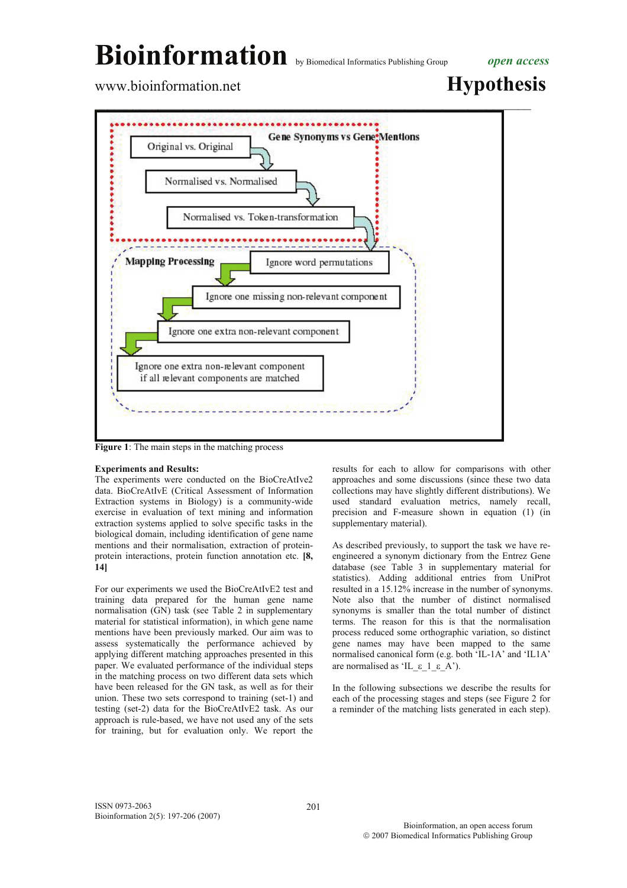Gene Synonyms vs Gene Mentions

Original vs. Original

Normalised vs. Normalised

Normalised vs. Token-transformation

Mapping Processing

Ignore word permutations

Ignore one missing non-relevant component

Ignore one extra non-relevant component

Ignore one extra non-relevant component if all relevant components are matched

**Figure 1**: The main steps in the matching process

**Experiments and Results:**

The experiments were conducted on the BioCreAtIve2 data. BioCreAtIvE (Critical Assessment of Information Extraction systems in Biology) is a community-wide exercise in evaluation of text mining and information extraction systems applied to solve specific tasks in the biological domain, including identification of gene name mentions and their normalisation, extraction of protein-protein interactions, protein function annotation etc. **[8, 14]**

For our experiments we used the BioCreAtIvE2 test and training data prepared for the human gene name normalisation (GN) task (see Table 2 in supplementary material for statistical information), in which gene name mentions have been previously marked. Our aim was to assess systematically the performance achieved by applying different matching approaches presented in this paper. We evaluated performance of the individual steps in the matching process on two different data sets which have been released for the GN task, as well as for their union. These two sets correspond to training (set-1) and testing (set-2) data for the BioCreAtIvE2 task. As our approach is rule-based, we have not used any of the sets for training, but for evaluation only. We report the results for each to allow for comparisons with other approaches and some discussions (since these two data collections may have slightly different distributions). We used standard evaluation metrics, namely recall, precision and F-measure shown in equation (1) (in supplementary material).

As described previously, to support the task we have re-engineered a synonym dictionary from the Entrez Gene database (see Table 3 in supplementary material for statistics). Adding additional entries from UniProt resulted in a 15.12% increase in the number of synonyms. Note also that the number of distinct normalised synonyms is smaller than the total number of distinct terms. The reason for this is that the normalisation process reduced some orthographic variation, so distinct gene names may have been mapped to the same normalised canonical form (e.g. both 'IL-1A' and 'IL1A' are normalised as 'IL_ε_1_ε_A').

In the following subsections we describe the results for each of the processing stages and steps (see Figure 2 for a reminder of the matching lists generated in each step).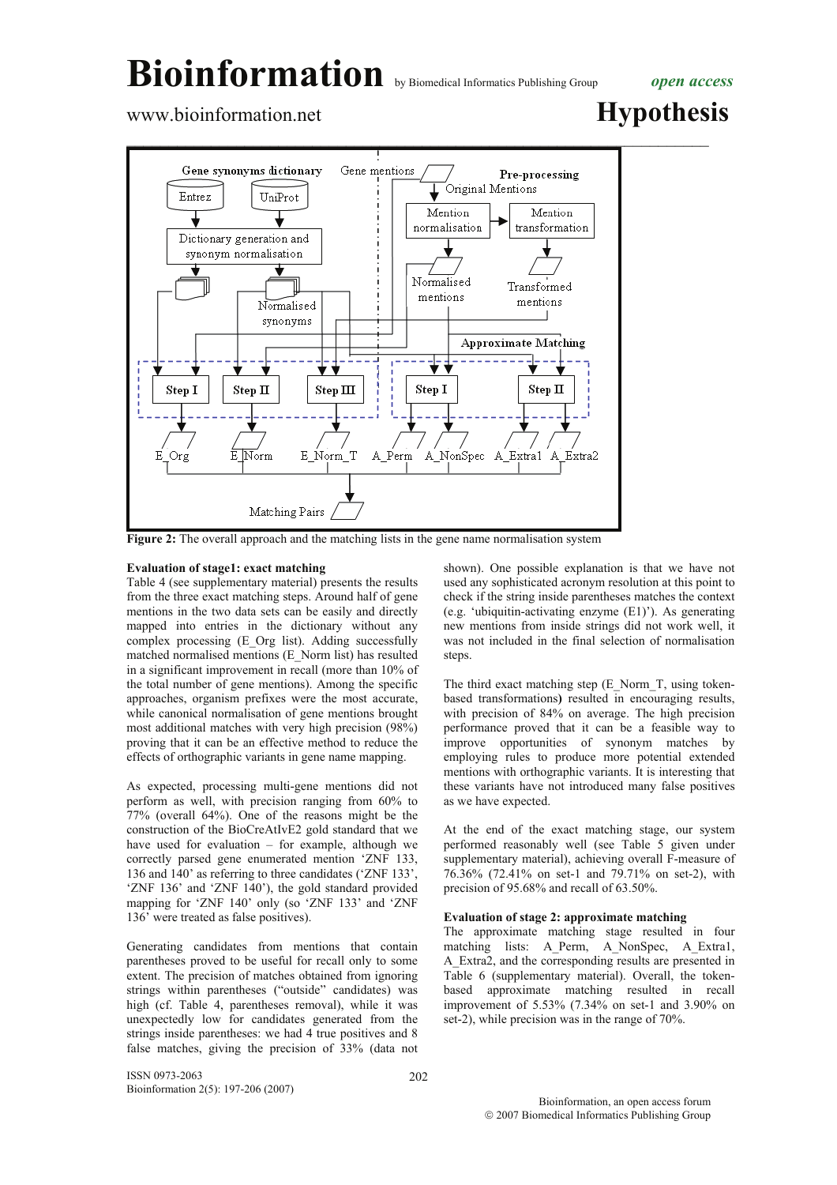Figure 2: The overall approach and the matching lists in the gene name normalisation system

### Evaluation of stage1: exact matching

Table 4 (see supplementary material) presents the results from the three exact matching steps. Around half of gene mentions in the two data sets can be easily and directly mapped into entries in the dictionary without any complex processing (E_Org list). Adding successfully matched normalised mentions (E_Norm list) has resulted in a significant improvement in recall (more than 10% of the total number of gene mentions). Among the specific approaches, organism prefixes were the most accurate, while canonical normalisation of gene mentions brought most additional matches with very high precision (98%) proving that it can be an effective method to reduce the effects of orthographic variants in gene name mapping.

As expected, processing multi-gene mentions did not perform as well, with precision ranging from 60% to 77% (overall 64%). One of the reasons might be the construction of the BioCreAtIvE2 gold standard that we have used for evaluation – for example, although we correctly parsed gene enumerated mention 'ZNF 133, 136 and 140' as referring to three candidates ('ZNF 133', 'ZNF 136' and 'ZNF 140'), the gold standard provided mapping for 'ZNF 140' only (so 'ZNF 133' and 'ZNF 136' were treated as false positives).

Generating candidates from mentions that contain parentheses proved to be useful for recall only to some extent. The precision of matches obtained from ignoring strings within parentheses ("outside" candidates) was high (cf. Table 4, parentheses removal), while it was unexpectedly low for candidates generated from the strings inside parentheses: we had 4 true positives and 8 false matches, giving the precision of 33% (data not shown). One possible explanation is that we have not used any sophisticated acronym resolution at this point to check if the string inside parentheses matches the context (e.g. 'ubiquitin-activating enzyme (E1)'). As generating new mentions from inside strings did not work well, it was not included in the final selection of normalisation steps.

The third exact matching step (E_Norm_T, using token-based transformations**)** resulted in encouraging results, with precision of 84% on average. The high precision performance proved that it can be a feasible way to improve opportunities of synonym matches by employing rules to produce more potential extended mentions with orthographic variants. It is interesting that these variants have not introduced many false positives as we have expected.

At the end of the exact matching stage, our system performed reasonably well (see Table 5 given under supplementary material), achieving overall F-measure of 76.36% (72.41% on set-1 and 79.71% on set-2), with precision of 95.68% and recall of 63.50%.

### Evaluation of stage 2: approximate matching

The approximate matching stage resulted in four matching lists: A_Perm, A_NonSpec, A_Extra1, A_Extra2, and the corresponding results are presented in Table 6 (supplementary material). Overall, the token-based approximate matching resulted in recall improvement of 5.53% (7.34% on set-1 and 3.90% on set-2), while precision was in the range of 70%.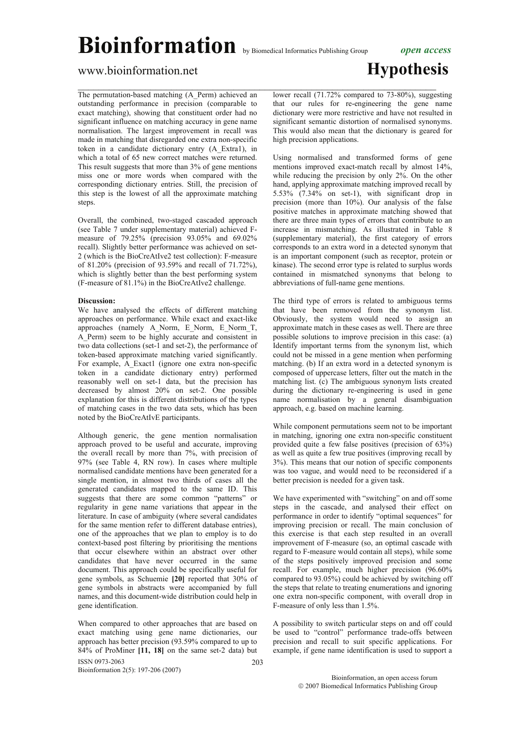The permutation-based matching (A_Perm) achieved an outstanding performance in precision (comparable to exact matching), showing that constituent order had no significant influence on matching accuracy in gene name normalisation. The largest improvement in recall was made in matching that disregarded one extra non-specific token in a candidate dictionary entry (A_Extra1), in which a total of 65 new correct matches were returned. This result suggests that more than 3% of gene mentions miss one or more words when compared with the corresponding dictionary entries. Still, the precision of this step is the lowest of all the approximate matching steps.

Overall, the combined, two-staged cascaded approach (see Table 7 under supplementary material) achieved F-measure of 79.25% (precision 93.05% and 69.02% recall). Slightly better performance was achieved on set-2 (which is the BioCreAtIve2 test collection): F-measure of 81.20% (precision of 93.59% and recall of 71.72%), which is slightly better than the best performing system (F-measure of 81.1%) in the BioCreAtIve2 challenge.

**Discussion:**

We have analysed the effects of different matching approaches on performance. While exact and exact-like approaches (namely A_Norm, E_Norm, E_Norm_T, A_Perm) seem to be highly accurate and consistent in two data collections (set-1 and set-2), the performance of token-based approximate matching varied significantly. For example, A_Exact1 (ignore one extra non-specific token in a candidate dictionary entry) performed reasonably well on set-1 data, but the precision has decreased by almost 20% on set-2. One possible explanation for this is different distributions of the types of matching cases in the two data sets, which has been noted by the BioCreAtIvE participants.

Although generic, the gene mention normalisation approach proved to be useful and accurate, improving the overall recall by more than 7%, with precision of 97% (see Table 4, RN row). In cases where multiple normalised candidate mentions have been generated for a single mention, in almost two thirds of cases all the generated candidates mapped to the same ID. This suggests that there are some common "patterns" or regularity in gene name variations that appear in the literature. In case of ambiguity (where several candidates for the same mention refer to different database entries), one of the approaches that we plan to employ is to do context-based post filtering by prioritising the mentions that occur elsewhere within an abstract over other candidates that have never occurred in the same document. This approach could be specifically useful for gene symbols, as Schuemie **[20]** reported that 30% of gene symbols in abstracts were accompanied by full names, and this document-wide distribution could help in gene identification.

When compared to other approaches that are based on exact matching using gene name dictionaries, our approach has better precision (93.59% compared to up to 84% of ProMiner **[11, 18]** on the same set-2 data) but lower recall (71.72% compared to 73-80%), suggesting that our rules for re-engineering the gene name dictionary were more restrictive and have not resulted in significant semantic distortion of normalised synonyms. This would also mean that the dictionary is geared for high precision applications.

Using normalised and transformed forms of gene mentions improved exact-match recall by almost 14%, while reducing the precision by only 2%. On the other hand, applying approximate matching improved recall by 5.53% (7.34% on set-1), with significant drop in precision (more than 10%). Our analysis of the false positive matches in approximate matching showed that there are three main types of errors that contribute to an increase in mismatching. As illustrated in Table 8 (supplementary material), the first category of errors corresponds to an extra word in a detected synonym that is an important component (such as receptor, protein or kinase). The second error type is related to surplus words contained in mismatched synonyms that belong to abbreviations of full-name gene mentions.

The third type of errors is related to ambiguous terms that have been removed from the synonym list. Obviously, the system would need to assign an approximate match in these cases as well. There are three possible solutions to improve precision in this case: (a) Identify important terms from the synonym list, which could not be missed in a gene mention when performing matching. (b) If an extra word in a detected synonym is composed of uppercase letters, filter out the match in the matching list. (c) The ambiguous synonym lists created during the dictionary re-engineering is used in gene name normalisation by a general disambiguation approach, e.g. based on machine learning.

While component permutations seem not to be important in matching, ignoring one extra non-specific constituent provided quite a few false positives (precision of 63%) as well as quite a few true positives (improving recall by 3%). This means that our notion of specific components was too vague, and would need to be reconsidered if a better precision is needed for a given task.

We have experimented with "switching" on and off some steps in the cascade, and analysed their effect on performance in order to identify "optimal sequences" for improving precision or recall. The main conclusion of this exercise is that each step resulted in an overall improvement of F-measure (so, an optimal cascade with regard to F-measure would contain all steps), while some of the steps positively improved precision and some recall. For example, much higher precision (96.60% compared to 93.05%) could be achieved by switching off the steps that relate to treating enumerations and ignoring one extra non-specific component, with overall drop in F-measure of only less than 1.5%.

A possibility to switch particular steps on and off could be used to "control" performance trade-offs between precision and recall to suit specific applications. For example, if gene name identification is used to support a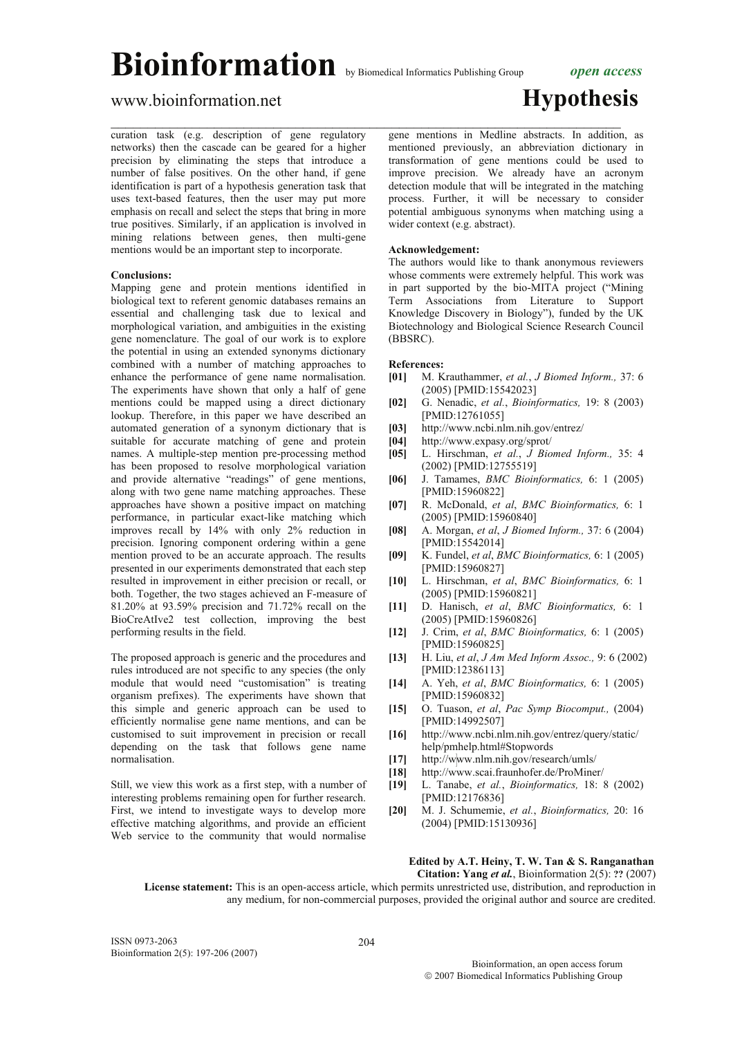curation task (e.g. description of gene regulatory networks) then the cascade can be geared for a higher precision by eliminating the steps that introduce a number of false positives. On the other hand, if gene identification is part of a hypothesis generation task that uses text-based features, then the user may put more emphasis on recall and select the steps that bring in more true positives. Similarly, if an application is involved in mining relations between genes, then multi-gene mentions would be an important step to incorporate.

### Conclusions:

Mapping gene and protein mentions identified in biological text to referent genomic databases remains an essential and challenging task due to lexical and morphological variation, and ambiguities in the existing gene nomenclature. The goal of our work is to explore the potential in using an extended synonyms dictionary combined with a number of matching approaches to enhance the performance of gene name normalisation. The experiments have shown that only a half of gene mentions could be mapped using a direct dictionary lookup. Therefore, in this paper we have described an automated generation of a synonym dictionary that is suitable for accurate matching of gene and protein names. A multiple-step mention pre-processing method has been proposed to resolve morphological variation and provide alternative "readings" of gene mentions, along with two gene name matching approaches. These approaches have shown a positive impact on matching performance, in particular exact-like matching which improves recall by 14% with only 2% reduction in precision. Ignoring component ordering within a gene mention proved to be an accurate approach. The results presented in our experiments demonstrated that each step resulted in improvement in either precision or recall, or both. Together, the two stages achieved an F-measure of 81.20% at 93.59% precision and 71.72% recall on the BioCreAtIve2 test collection, improving the best performing results in the field.

The proposed approach is generic and the procedures and rules introduced are not specific to any species (the only module that would need "customisation" is treating organism prefixes). The experiments have shown that this simple and generic approach can be used to efficiently normalise gene name mentions, and can be customised to suit improvement in precision or recall depending on the task that follows gene name normalisation.

Still, we view this work as a first step, with a number of interesting problems remaining open for further research. First, we intend to investigate ways to develop more effective matching algorithms, and provide an efficient Web service to the community that would normalise gene mentions in Medline abstracts. In addition, as mentioned previously, an abbreviation dictionary in transformation of gene mentions could be used to improve precision. We already have an acronym detection module that will be integrated in the matching process. Further, it will be necessary to consider potential ambiguous synonyms when matching using a wider context (e.g. abstract).

### Acknowledgement:

The authors would like to thank anonymous reviewers whose comments were extremely helpful. This work was in part supported by the bio-MITA project ("Mining Term Associations from Literature to Support Knowledge Discovery in Biology"), funded by the UK Biotechnology and Biological Science Research Council (BBSRC).

### References:

- **[01]** M. Krauthammer, *et al.*, *J Biomed Inform.,* 37: 6 (2005) [PMID:15542023]
- **[02]** G. Nenadic, *et al.*, *Bioinformatics,* 19: 8 (2003) [PMID:12761055]
- **[03]** http://www.ncbi.nlm.nih.gov/entrez/
- **[04]** http://www.expasy.org/sprot/
- **[05]** L. Hirschman, *et al.*, *J Biomed Inform.,* 35: 4 (2002) [PMID:12755519]
- **[06]** J. Tamames, *BMC Bioinformatics,* 6: 1 (2005) [PMID:15960822]
- **[07]** R. McDonald, *et al*, *BMC Bioinformatics,* 6: 1 (2005) [PMID:15960840]
- **[08]** A. Morgan, *et al*, *J Biomed Inform.,* 37: 6 (2004) [PMID:15542014]
- **[09]** K. Fundel, *et al*, *BMC Bioinformatics,* 6: 1 (2005) [PMID:15960827]
- **[10]** L. Hirschman, *et al*, *BMC Bioinformatics,* 6: 1 (2005) [PMID:15960821]
- **[11]** D. Hanisch, *et al*, *BMC Bioinformatics,* 6: 1 (2005) [PMID:15960826]
- **[12]** J. Crim, *et al*, *BMC Bioinformatics,* 6: 1 (2005) [PMID:15960825]
- **[13]** H. Liu, *et al*, *J Am Med Inform Assoc.,* 9: 6 (2002) [PMID:12386113]
- **[14]** A. Yeh, *et al*, *BMC Bioinformatics,* 6: 1 (2005) [PMID:15960832]
- **[15]** O. Tuason, *et al*, *Pac Symp Biocomput.,* (2004) [PMID:14992507]
- **[16]** http://www.ncbi.nlm.nih.gov/entrez/query/static/help/pmhelp.html#Stopwords
- **[17]** http://www.nlm.nih.gov/research/umls/
- **[18]** http://www.scai.fraunhofer.de/ProMiner/
- **[19]** L. Tanabe, *et al.*, *Bioinformatics,* 18: 8 (2002) [PMID:12176836]
- **[20]** M. J. Schumemie, *et al.*, *Bioinformatics,* 20: 16 (2004) [PMID:15130936]

**Edited by A.T. Heiny, T. W. Tan & S. Ranganathan**

**Citation: Yang *et al.***, Bioinformation 2(5): **??** (2007)

**License statement:** This is an open-access article, which permits unrestricted use, distribution, and reproduction in any medium, for non-commercial purposes, provided the original author and source are credited.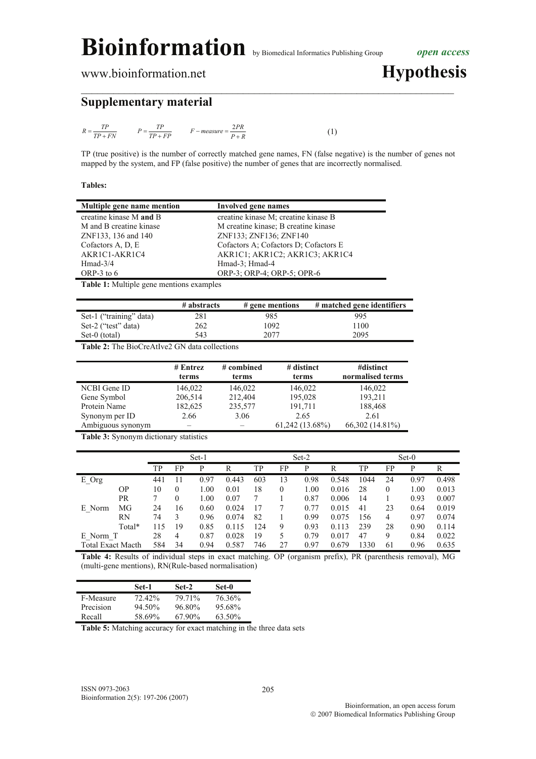## Supplementary material

$$R = \frac{TP}{TP + FN} \qquad P = \frac{TP}{TP + FP} \qquad F-measure = \frac{2PR}{P + R} \qquad (1)$$

TP (true positive) is the number of correctly matched gene names, FN (false negative) is the number of genes not mapped by the system, and FP (false positive) the number of genes that are incorrectly normalised.

**Tables:**

| Multiple gene name mention | Involved gene names |
|---|---|
| creatine kinase M **and** B | creatine kinase M; creatine kinase B |
| M and B creatine kinase | M creatine kinase; B creatine kinase |
| ZNF133, 136 and 140 | ZNF133; ZNF136; ZNF140 |
| Cofactors A, D, E | Cofactors A; Cofactors D; Cofactors E |
| AKR1C1-AKR1C4 | AKR1C1; AKR1C2; AKR1C3; AKR1C4 |
| Hmad-3/4 | Hmad-3; Hmad-4 |
| ORP-3 to 6 | ORP-3; ORP-4; ORP-5; OPR-6 |

**Table 1:** Multiple gene mentions examples

| | # abstracts | # gene mentions | # matched gene identifiers |
|---|---|---|---|
| Set-1 ("training" data) | 281 | 985 | 995 |
| Set-2 ("test" data) | 262 | 1092 | 1100 |
| Set-0 (total) | 543 | 2077 | 2095 |

**Table 2:** The BioCreAtIve2 GN data collections

| | # Entrez terms | # combined terms | # distinct terms | #distinct normalised terms |
|---|---|---|---|---|
| NCBI Gene ID | 146,022 | 146,022 | 146,022 | 146,022 |
| Gene Symbol | 206,514 | 212,404 | 195,028 | 193,211 |
| Protein Name | 182,625 | 235,577 | 191,711 | 188,468 |
| Synonym per ID | 2.66 | 3.06 | 2.65 | 2.61 |
| Ambiguous synonym | – | – | 61,242 (13.68%) | 66,302 (14.81%) |

**Table 3:** Synonym dictionary statistics

| | | Set-1 | | | | Set-2 | | | | Set-0 | | | |
|---|---|---|---|---|---|---|---|---|---|---|---|---|---|
| | | TP | FP | P | R | TP | FP | P | R | TP | FP | P | R |
| E_Org | | 441 | 11 | 0.97 | 0.443 | 603 | 13 | 0.98 | 0.548 | 1044 | 24 | 0.97 | 0.498 |
| | OP | 10 | 0 | 1.00 | 0.01 | 18 | 0 | 1.00 | 0.016 | 28 | 0 | 1.00 | 0.013 |
| | PR | 7 | 0 | 1.00 | 0.07 | 7 | 1 | 0.87 | 0.006 | 14 | 1 | 0.93 | 0.007 |
| E_Norm | MG | 24 | 16 | 0.60 | 0.024 | 17 | 7 | 0.77 | 0.015 | 41 | 23 | 0.64 | 0.019 |
| | RN | 74 | 3 | 0.96 | 0.074 | 82 | 1 | 0.99 | 0.075 | 156 | 4 | 0.97 | 0.074 |
| | Total* | 115 | 19 | 0.85 | 0.115 | 124 | 9 | 0.93 | 0.113 | 239 | 28 | 0.90 | 0.114 |
| E_Norm_T | | 28 | 4 | 0.87 | 0.028 | 19 | 5 | 0.79 | 0.017 | 47 | 9 | 0.84 | 0.022 |
| Total Exact Macth | | 584 | 34 | 0.94 | 0.587 | 746 | 27 | 0.97 | 0.679 | 1330 | 61 | 0.96 | 0.635 |

**Table 4:** Results of individual steps in exact matching. OP (organism prefix), PR (parenthesis removal), MG (multi-gene mentions), RN(Rule-based normalisation)

| | Set-1 | Set-2 | Set-0 |
|---|---|---|---|
| F-Measure | 72.42% | 79.71% | 76.36% |
| Precision | 94.50% | 96.80% | 95.68% |
| Recall | 58.69% | 67.90% | 63.50% |

**Table 5:** Matching accuracy for exact matching in the three data sets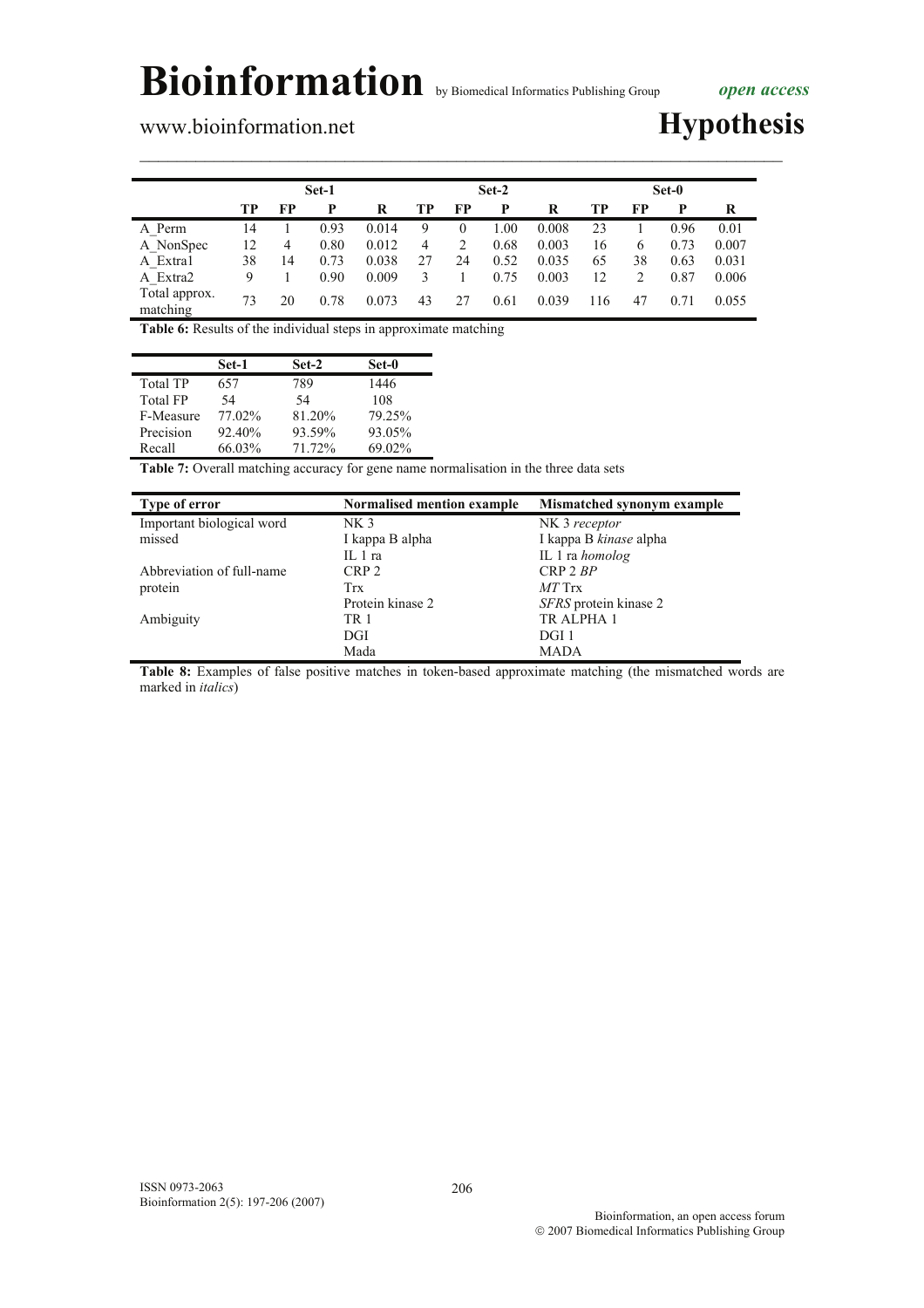| | Set-1 | | | | Set-2 | | | | Set-0 | | | |
|---|---|---|---|---|---|---|---|---|---|---|---|---|
| | TP | FP | P | R | TP | FP | P | R | TP | FP | P | R |
| A_Perm | 14 | 1 | 0.93 | 0.014 | 9 | 0 | 1.00 | 0.008 | 23 | 1 | 0.96 | 0.01 |
| A_NonSpec | 12 | 4 | 0.80 | 0.012 | 4 | 2 | 0.68 | 0.003 | 16 | 6 | 0.73 | 0.007 |
| A_Extra1 | 38 | 14 | 0.73 | 0.038 | 27 | 24 | 0.52 | 0.035 | 65 | 38 | 0.63 | 0.031 |
| A_Extra2 | 9 | 1 | 0.90 | 0.009 | 3 | 1 | 0.75 | 0.003 | 12 | 2 | 0.87 | 0.006 |
| Total approx. matching | 73 | 20 | 0.78 | 0.073 | 43 | 27 | 0.61 | 0.039 | 116 | 47 | 0.71 | 0.055 |

**Table 6:** Results of the individual steps in approximate matching

| | Set-1 | Set-2 | Set-0 |
|---|---|---|---|
| Total TP | 657 | 789 | 1446 |
| Total FP | 54 | 54 | 108 |
| F-Measure | 77.02% | 81.20% | 79.25% |
| Precision | 92.40% | 93.59% | 93.05% |
| Recall | 66.03% | 71.72% | 69.02% |

**Table 7:** Overall matching accuracy for gene name normalisation in the three data sets

| Type of error | Normalised mention example | Mismatched synonym example |
|---|---|---|
| Important biological word missed | NK 3 | NK 3 *receptor* |
| | I kappa B alpha | I kappa B *kinase* alpha |
| | IL 1 ra | IL 1 ra *homolog* |
| Abbreviation of full-name protein | CRP 2 | CRP 2 *BP* |
| | Trx | *MT* Trx |
| | Protein kinase 2 | *SFRS* protein kinase 2 |
| Ambiguity | TR 1 | TR ALPHA 1 |
| | DGI | DGI 1 |
| | Mada | MADA |

**Table 8:** Examples of false positive matches in token-based approximate matching (the mismatched words are marked in *italics*)